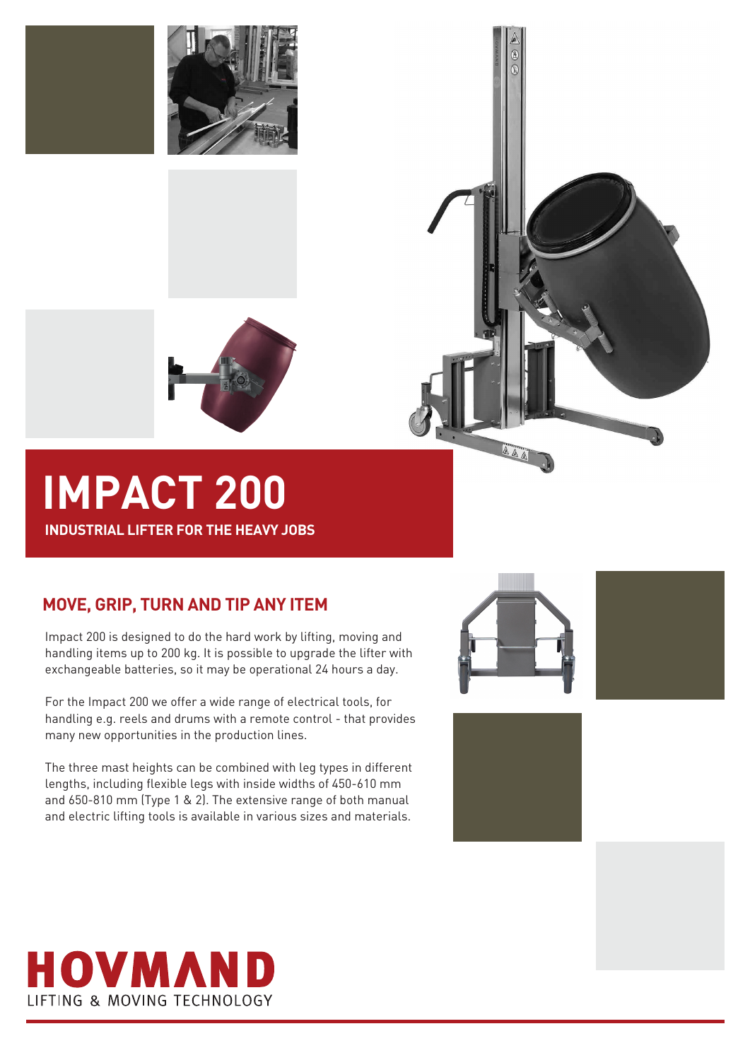# IMPACT 200

**INDUSTRIAL LIFTER FOR THE HEAVY JOBS**

## MOVE, GRIP, TURN AND TIP ANY ITEM

Impact 200 is designed to do the hard work by lifting, moving and handling items up to 200 kg. It is possible to upgrade the lifter with exchangeable batteries, so it may be operational 24 hours a day.

For the Impact 200 we offer a wide range of electrical tools, for handling e.g. reels and drums with a remote control - that provides many new opportunities in the production lines.

The three mast heights can be combined with leg types in different lengths, including flexible legs with inside widths of 450-610 mm and 650-810 mm (Type 1 & 2). The extensive range of both manual and electric lifting tools is available in various sizes and materials.

**HOVMAND**
LIFTING & MOVING TECHNOLOGY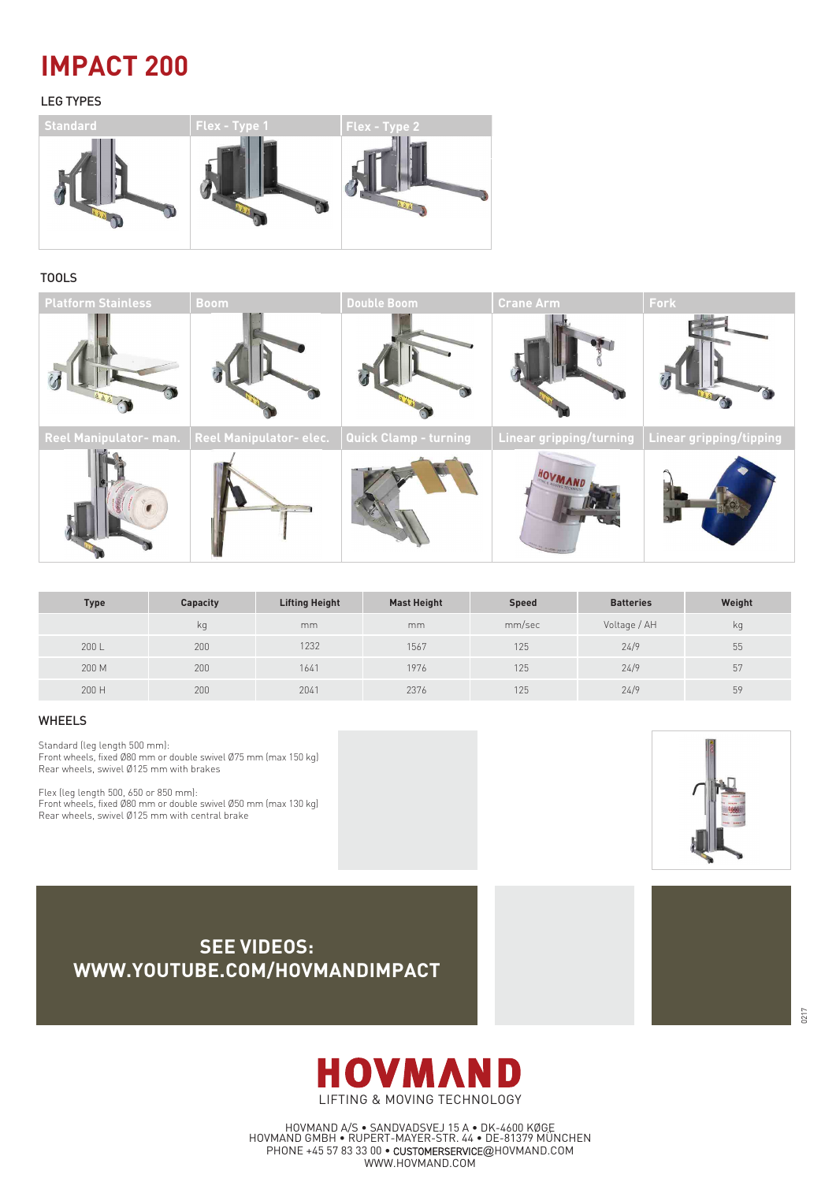# IMPACT 200

LEG TYPES

Standard | Flex - Type 1 | Flex - Type 2

TOOLS

Platform Stainless | Boom | Double Boom | Crane Arm | Fork

Reel Manipulator- man. | Reel Manipulator- elec. | Quick Clamp - turning | Linear gripping/turning | Linear gripping/tipping

| Type | Capacity | Lifting Height | Mast Height | Speed | Batteries | Weight |
|---|---|---|---|---|---|---|
| | kg | mm | mm | mm/sec | Voltage / AH | kg |
| 200 L | 200 | 1232 | 1567 | 125 | 24/9 | 55 |
| 200 M | 200 | 1641 | 1976 | 125 | 24/9 | 57 |
| 200 H | 200 | 2041 | 2376 | 125 | 24/9 | 59 |

## WHEELS

Standard (leg length 500 mm):
Front wheels, fixed Ø80 mm or double swivel Ø75 mm (max 150 kg)
Rear wheels, swivel Ø125 mm with brakes

Flex (leg length 500, 650 or 850 mm):
Front wheels, fixed Ø80 mm or double swivel Ø50 mm (max 130 kg)
Rear wheels, swivel Ø125 mm with central brake

**SEE VIDEOS:
WWW.YOUTUBE.COM/HOVMANDIMPACT**

0217

**HOVMAND**
LIFTING & MOVING TECHNOLOGY

HOVMAND A/S • SANDVADSVEJ 15 A • DK-4600 KØGE
HOVMAND GMBH • RUPERT-MAYER-STR. 44 • DE-81379 MÜNCHEN
PHONE +45 57 83 33 00 • CUSTOMERSERVICE@HOVMAND.COM
WWW.HOVMAND.COM